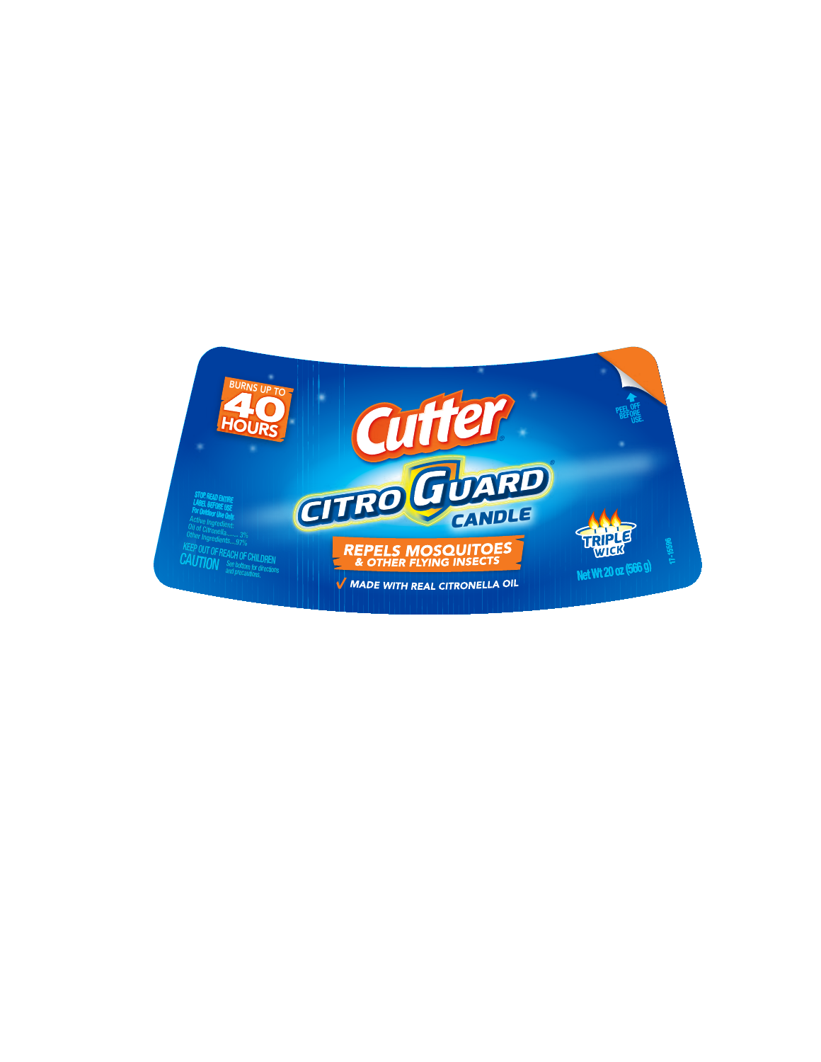BURNS UP TO

**40 HOURS**

# Cutter

## CITRO GUARD CANDLE

**REPELS MOSQUITOES & OTHER FLYING INSECTS**

✓ MADE WITH REAL CITRONELLA OIL

STOP! READ ENTIRE LABEL BEFORE USE

For Outdoor Use Only.

Active Ingredient:
Oil of Citronella........ 3%
Other Ingredients.....97%

KEEP OUT OF REACH OF CHILDREN

**CAUTION** See bottom for directions and precautions.

PEEL OFF BEFORE USE.

TRIPLE WICK

Net Wt 20 oz (566 g)

17-15596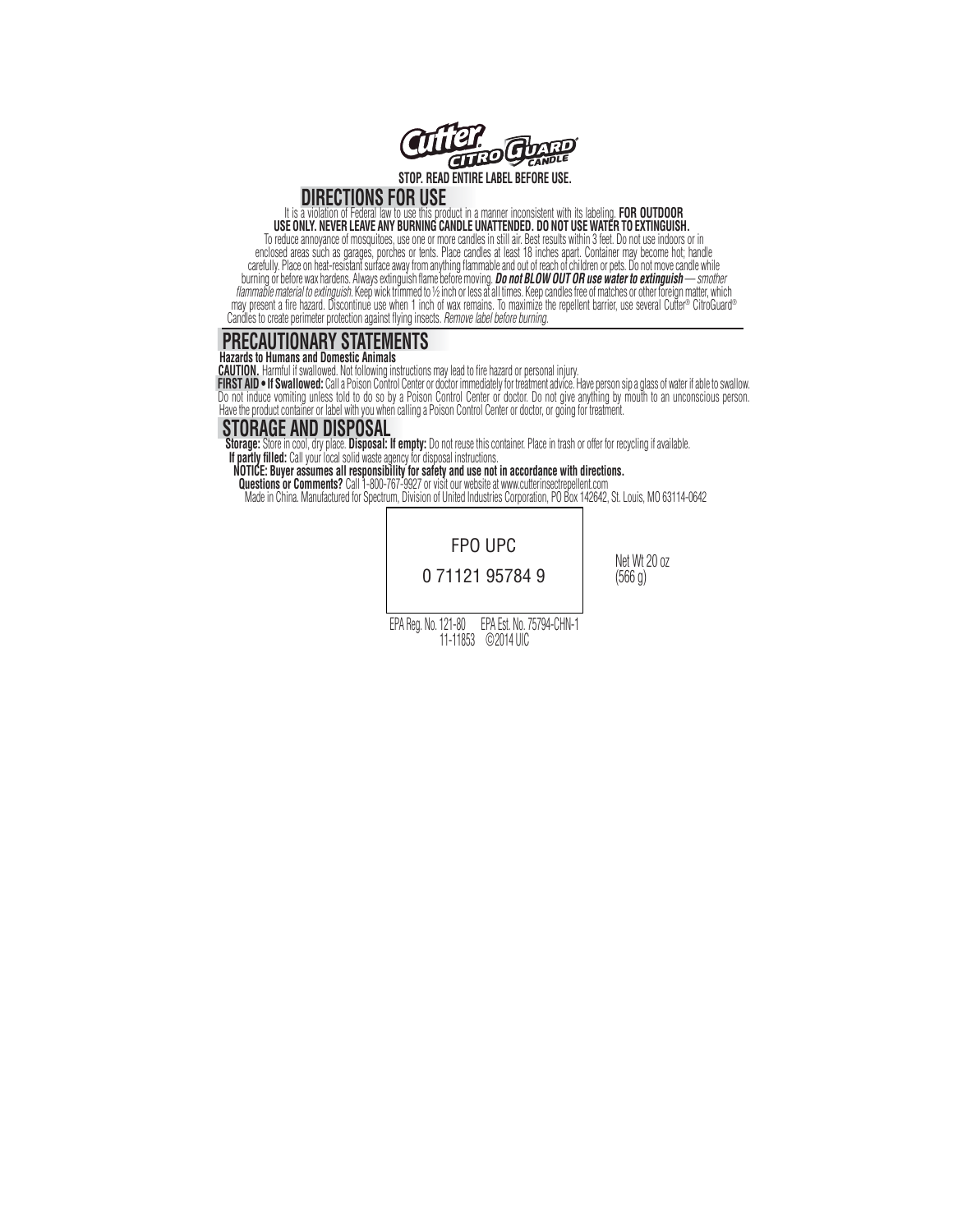Cutter® CITRO GUARD® CANDLE

**STOP. READ ENTIRE LABEL BEFORE USE.**

## DIRECTIONS FOR USE

It is a violation of Federal law to use this product in a manner inconsistent with its labeling. **FOR OUTDOOR USE ONLY. NEVER LEAVE ANY BURNING CANDLE UNATTENDED. DO NOT USE WATER TO EXTINGUISH.**

To reduce annoyance of mosquitoes, use one or more candles in still air. Best results within 3 feet. Do not use indoors or in enclosed areas such as garages, porches or tents. Place candles at least 18 inches apart. Container may become hot; handle carefully. Place on heat-resistant surface away from anything flammable and out of reach of children or pets. Do not move candle while burning or before wax hardens. Always extinguish flame before moving. ***Do not BLOW OUT OR use water to extinguish*** *— smother flammable material to extinguish.* Keep wick trimmed to ½ inch or less at all times. Keep candles free of matches or other foreign matter, which may present a fire hazard. Discontinue use when 1 inch of wax remains. To maximize the repellent barrier, use several Cutter® CitroGuard® Candles to create perimeter protection against flying insects. *Remove label before burning.*

## PRECAUTIONARY STATEMENTS

**Hazards to Humans and Domestic Animals**

**CAUTION.** Harmful if swallowed. Not following instructions may lead to fire hazard or personal injury.

**FIRST AID • If Swallowed:** Call a Poison Control Center or doctor immediately for treatment advice. Have person sip a glass of water if able to swallow. Do not induce vomiting unless told to do so by a Poison Control Center or doctor. Do not give anything by mouth to an unconscious person. Have the product container or label with you when calling a Poison Control Center or doctor, or going for treatment.

## STORAGE AND DISPOSAL

**Storage:** Store in cool, dry place. **Disposal: If empty:** Do not reuse this container. Place in trash or offer for recycling if available. **If partly filled:** Call your local solid waste agency for disposal instructions.

**NOTICE: Buyer assumes all responsibility for safety and use not in accordance with directions.**

**Questions or Comments?** Call 1-800-767-9927 or visit our website at www.cutterinsectrepellent.com

Made in China. Manufactured for Spectrum, Division of United Industries Corporation, PO Box 142642, St. Louis, MO 63114-0642

FPO UPC

0 71121 95784 9

Net Wt 20 oz (566 g)

EPA Reg. No. 121-80 EPA Est. No. 75794-CHN-1

11-11853 ©2014 UIC